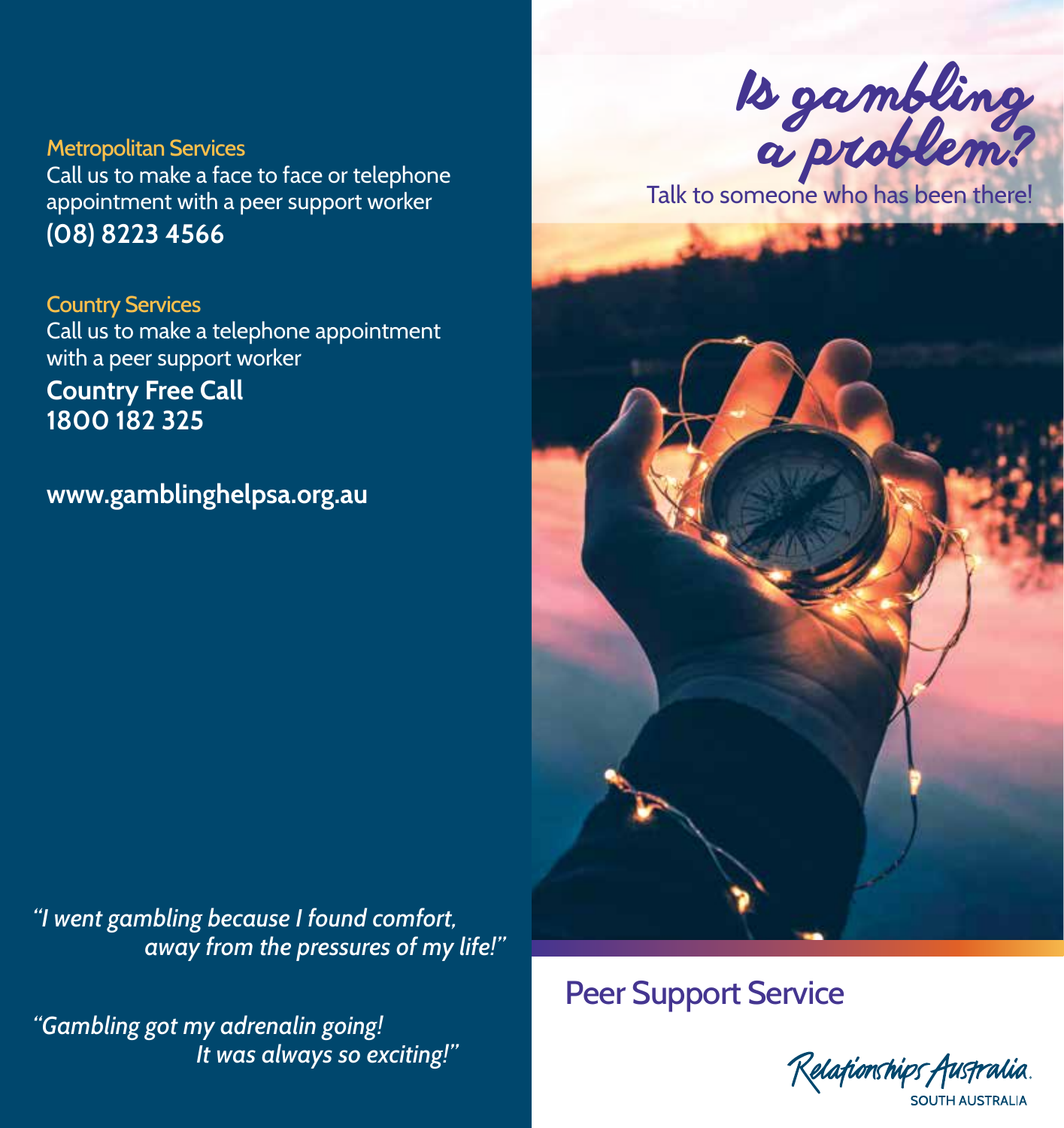# Is gambling a problem?

Talk to someone who has been there!

## Peer Support Service

Relationships Australia
SOUTH AUSTRALIA

### Metropolitan Services

Call us to make a face to face or telephone appointment with a peer support worker

**(08) 8223 4566**

### Country Services

Call us to make a telephone appointment with a peer support worker

**Country Free Call**
**1800 182 325**

**www.gamblinghelpsa.org.au**

*"I went gambling because I found comfort, away from the pressures of my life!"*

*"Gambling got my adrenalin going! It was always so exciting!"*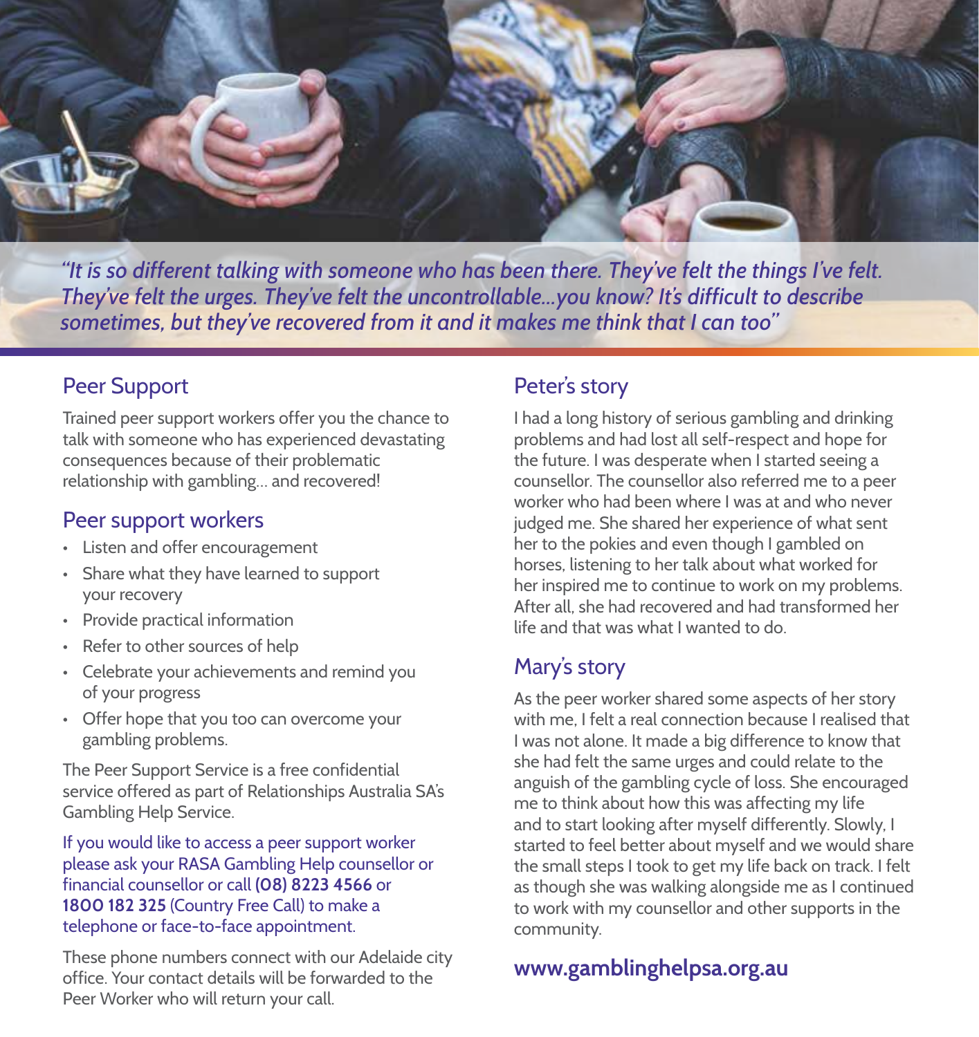*"It is so different talking with someone who has been there. They've felt the things I've felt. They've felt the urges. They've felt the uncontrollable...you know? It's difficult to describe sometimes, but they've recovered from it and it makes me think that I can too"*

## Peer Support

Trained peer support workers offer you the chance to talk with someone who has experienced devastating consequences because of their problematic relationship with gambling... and recovered!

## Peer support workers

- Listen and offer encouragement
- Share what they have learned to support your recovery
- Provide practical information
- Refer to other sources of help
- Celebrate your achievements and remind you of your progress
- Offer hope that you too can overcome your gambling problems.

The Peer Support Service is a free confidential service offered as part of Relationships Australia SA's Gambling Help Service.

If you would like to access a peer support worker please ask your RASA Gambling Help counsellor or financial counsellor or call **(08) 8223 4566** or **1800 182 325** (Country Free Call) to make a telephone or face-to-face appointment.

These phone numbers connect with our Adelaide city office. Your contact details will be forwarded to the Peer Worker who will return your call.

## Peter's story

I had a long history of serious gambling and drinking problems and had lost all self-respect and hope for the future. I was desperate when I started seeing a counsellor. The counsellor also referred me to a peer worker who had been where I was at and who never judged me. She shared her experience of what sent her to the pokies and even though I gambled on horses, listening to her talk about what worked for her inspired me to continue to work on my problems. After all, she had recovered and had transformed her life and that was what I wanted to do.

## Mary's story

As the peer worker shared some aspects of her story with me, I felt a real connection because I realised that I was not alone. It made a big difference to know that she had felt the same urges and could relate to the anguish of the gambling cycle of loss. She encouraged me to think about how this was affecting my life and to start looking after myself differently. Slowly, I started to feel better about myself and we would share the small steps I took to get my life back on track. I felt as though she was walking alongside me as I continued to work with my counsellor and other supports in the community.

**www.gamblinghelpsa.org.au**